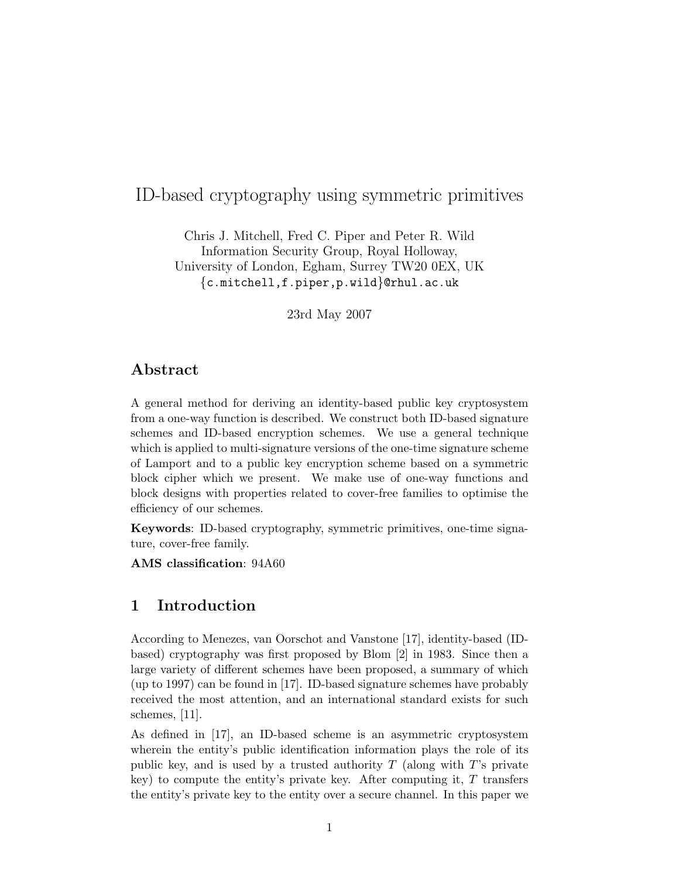# ID-based cryptography using symmetric primitives

Chris J. Mitchell, Fred C. Piper and Peter R. Wild
Information Security Group, Royal Holloway,
University of London, Egham, Surrey TW20 0EX, UK
{c.mitchell,f.piper,p.wild}@rhul.ac.uk

23rd May 2007

## Abstract

A general method for deriving an identity-based public key cryptosystem from a one-way function is described. We construct both ID-based signature schemes and ID-based encryption schemes. We use a general technique which is applied to multi-signature versions of the one-time signature scheme of Lamport and to a public key encryption scheme based on a symmetric block cipher which we present. We make use of one-way functions and block designs with properties related to cover-free families to optimise the efficiency of our schemes.

**Keywords**: ID-based cryptography, symmetric primitives, one-time signature, cover-free family.

**AMS classification**: 94A60

## 1 Introduction

According to Menezes, van Oorschot and Vanstone [17], identity-based (ID-based) cryptography was first proposed by Blom [2] in 1983. Since then a large variety of different schemes have been proposed, a summary of which (up to 1997) can be found in [17]. ID-based signature schemes have probably received the most attention, and an international standard exists for such schemes, [11].

As defined in [17], an ID-based scheme is an asymmetric cryptosystem wherein the entity's public identification information plays the role of its public key, and is used by a trusted authority $T$ (along with $T$'s private key) to compute the entity's private key. After computing it, $T$ transfers the entity's private key to the entity over a secure channel. In this paper we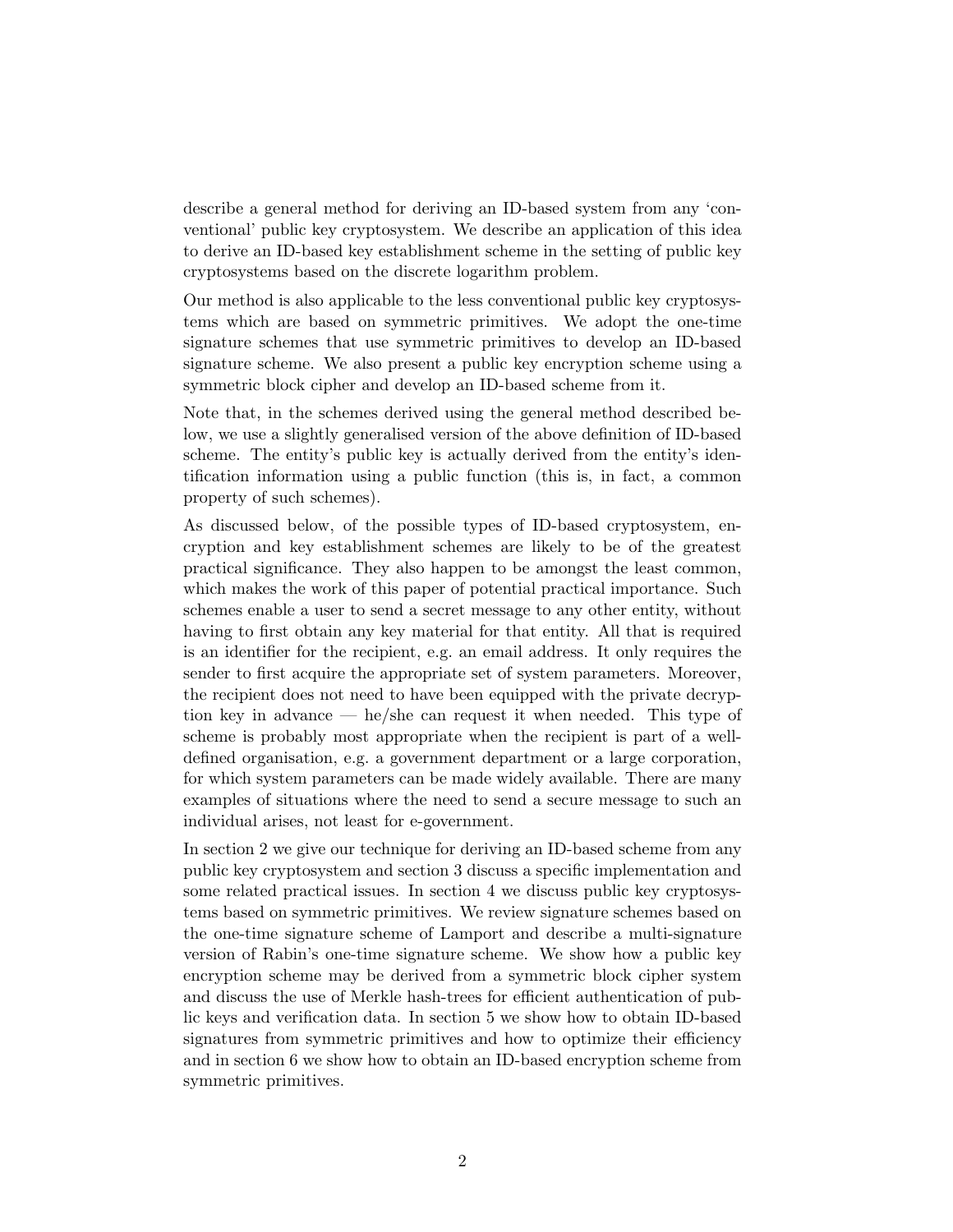describe a general method for deriving an ID-based system from any 'conventional' public key cryptosystem. We describe an application of this idea to derive an ID-based key establishment scheme in the setting of public key cryptosystems based on the discrete logarithm problem.

Our method is also applicable to the less conventional public key cryptosystems which are based on symmetric primitives. We adopt the one-time signature schemes that use symmetric primitives to develop an ID-based signature scheme. We also present a public key encryption scheme using a symmetric block cipher and develop an ID-based scheme from it.

Note that, in the schemes derived using the general method described below, we use a slightly generalised version of the above definition of ID-based scheme. The entity's public key is actually derived from the entity's identification information using a public function (this is, in fact, a common property of such schemes).

As discussed below, of the possible types of ID-based cryptosystem, encryption and key establishment schemes are likely to be of the greatest practical significance. They also happen to be amongst the least common, which makes the work of this paper of potential practical importance. Such schemes enable a user to send a secret message to any other entity, without having to first obtain any key material for that entity. All that is required is an identifier for the recipient, e.g. an email address. It only requires the sender to first acquire the appropriate set of system parameters. Moreover, the recipient does not need to have been equipped with the private decryption key in advance — he/she can request it when needed. This type of scheme is probably most appropriate when the recipient is part of a well-defined organisation, e.g. a government department or a large corporation, for which system parameters can be made widely available. There are many examples of situations where the need to send a secure message to such an individual arises, not least for e-government.

In section 2 we give our technique for deriving an ID-based scheme from any public key cryptosystem and section 3 discuss a specific implementation and some related practical issues. In section 4 we discuss public key cryptosystems based on symmetric primitives. We review signature schemes based on the one-time signature scheme of Lamport and describe a multi-signature version of Rabin's one-time signature scheme. We show how a public key encryption scheme may be derived from a symmetric block cipher system and discuss the use of Merkle hash-trees for efficient authentication of public keys and verification data. In section 5 we show how to obtain ID-based signatures from symmetric primitives and how to optimize their efficiency and in section 6 we show how to obtain an ID-based encryption scheme from symmetric primitives.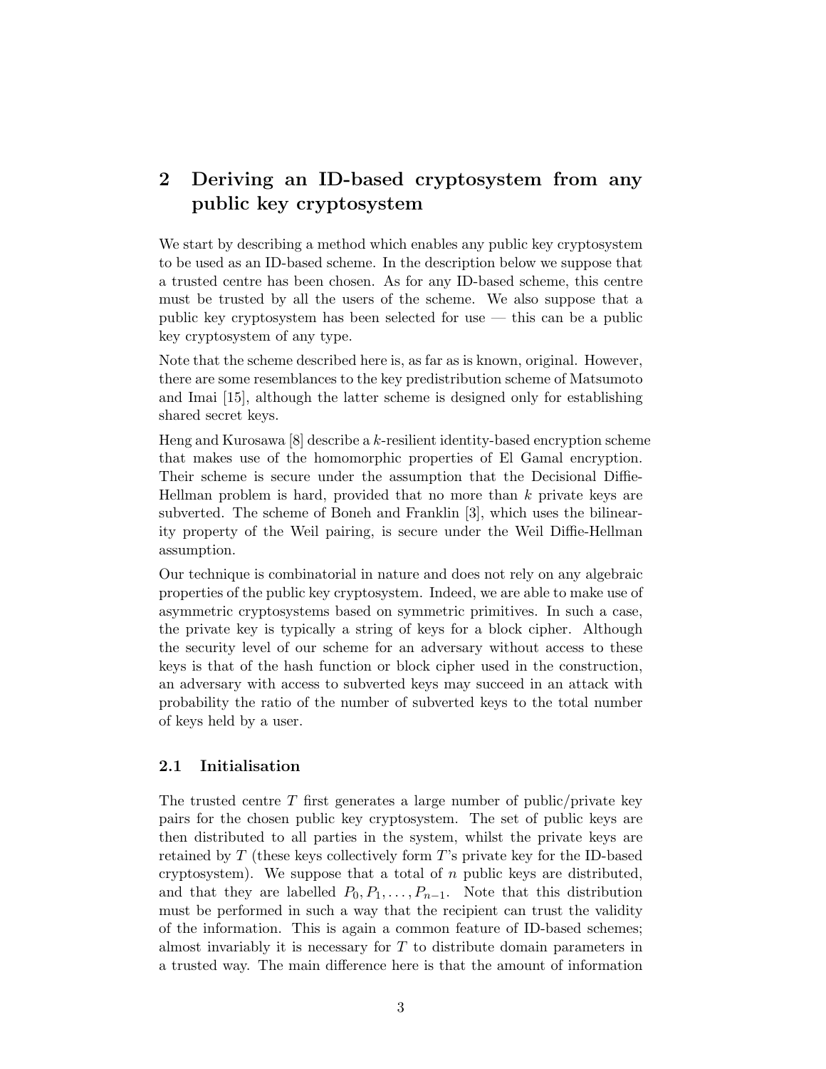## 2 Deriving an ID-based cryptosystem from any public key cryptosystem

We start by describing a method which enables any public key cryptosystem to be used as an ID-based scheme. In the description below we suppose that a trusted centre has been chosen. As for any ID-based scheme, this centre must be trusted by all the users of the scheme. We also suppose that a public key cryptosystem has been selected for use — this can be a public key cryptosystem of any type.

Note that the scheme described here is, as far as is known, original. However, there are some resemblances to the key predistribution scheme of Matsumoto and Imai [15], although the latter scheme is designed only for establishing shared secret keys.

Heng and Kurosawa [8] describe a $k$-resilient identity-based encryption scheme that makes use of the homomorphic properties of El Gamal encryption. Their scheme is secure under the assumption that the Decisional Diffie-Hellman problem is hard, provided that no more than $k$ private keys are subverted. The scheme of Boneh and Franklin [3], which uses the bilinearity property of the Weil pairing, is secure under the Weil Diffie-Hellman assumption.

Our technique is combinatorial in nature and does not rely on any algebraic properties of the public key cryptosystem. Indeed, we are able to make use of asymmetric cryptosystems based on symmetric primitives. In such a case, the private key is typically a string of keys for a block cipher. Although the security level of our scheme for an adversary without access to these keys is that of the hash function or block cipher used in the construction, an adversary with access to subverted keys may succeed in an attack with probability the ratio of the number of subverted keys to the total number of keys held by a user.

### 2.1 Initialisation

The trusted centre $T$ first generates a large number of public/private key pairs for the chosen public key cryptosystem. The set of public keys are then distributed to all parties in the system, whilst the private keys are retained by $T$ (these keys collectively form $T$'s private key for the ID-based cryptosystem). We suppose that a total of $n$ public keys are distributed, and that they are labelled $P_0, P_1, \ldots, P_{n-1}$. Note that this distribution must be performed in such a way that the recipient can trust the validity of the information. This is again a common feature of ID-based schemes; almost invariably it is necessary for $T$ to distribute domain parameters in a trusted way. The main difference here is that the amount of information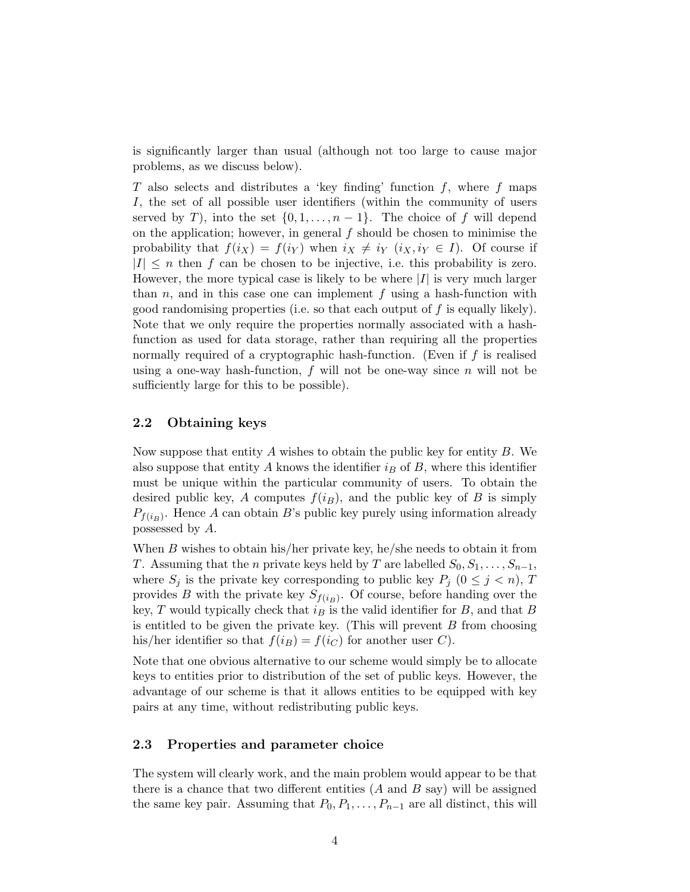is significantly larger than usual (although not too large to cause major problems, as we discuss below).

$T$ also selects and distributes a 'key finding' function $f$, where $f$ maps $I$, the set of all possible user identifiers (within the community of users served by $T$), into the set $\{0, 1, \ldots, n-1\}$. The choice of $f$ will depend on the application; however, in general $f$ should be chosen to minimise the probability that $f(i_X) = f(i_Y)$ when $i_X \neq i_Y$ ($i_X, i_Y \in I$). Of course if $|I| \leq n$ then $f$ can be chosen to be injective, i.e. this probability is zero. However, the more typical case is likely to be where $|I|$ is very much larger than $n$, and in this case one can implement $f$ using a hash-function with good randomising properties (i.e. so that each output of $f$ is equally likely). Note that we only require the properties normally associated with a hash-function as used for data storage, rather than requiring all the properties normally required of a cryptographic hash-function. (Even if $f$ is realised using a one-way hash-function, $f$ will not be one-way since $n$ will not be sufficiently large for this to be possible).

## 2.2 Obtaining keys

Now suppose that entity $A$ wishes to obtain the public key for entity $B$. We also suppose that entity $A$ knows the identifier $i_B$ of $B$, where this identifier must be unique within the particular community of users. To obtain the desired public key, $A$ computes $f(i_B)$, and the public key of $B$ is simply $P_{f(i_B)}$. Hence $A$ can obtain $B$'s public key purely using information already possessed by $A$.

When $B$ wishes to obtain his/her private key, he/she needs to obtain it from $T$. Assuming that the $n$ private keys held by $T$ are labelled $S_0, S_1, \ldots, S_{n-1}$, where $S_j$ is the private key corresponding to public key $P_j$ ($0 \leq j < n$), $T$ provides $B$ with the private key $S_{f(i_B)}$. Of course, before handing over the key, $T$ would typically check that $i_B$ is the valid identifier for $B$, and that $B$ is entitled to be given the private key. (This will prevent $B$ from choosing his/her identifier so that $f(i_B) = f(i_C)$ for another user $C$).

Note that one obvious alternative to our scheme would simply be to allocate keys to entities prior to distribution of the set of public keys. However, the advantage of our scheme is that it allows entities to be equipped with key pairs at any time, without redistributing public keys.

## 2.3 Properties and parameter choice

The system will clearly work, and the main problem would appear to be that there is a chance that two different entities ($A$ and $B$ say) will be assigned the same key pair. Assuming that $P_0, P_1, \ldots, P_{n-1}$ are all distinct, this will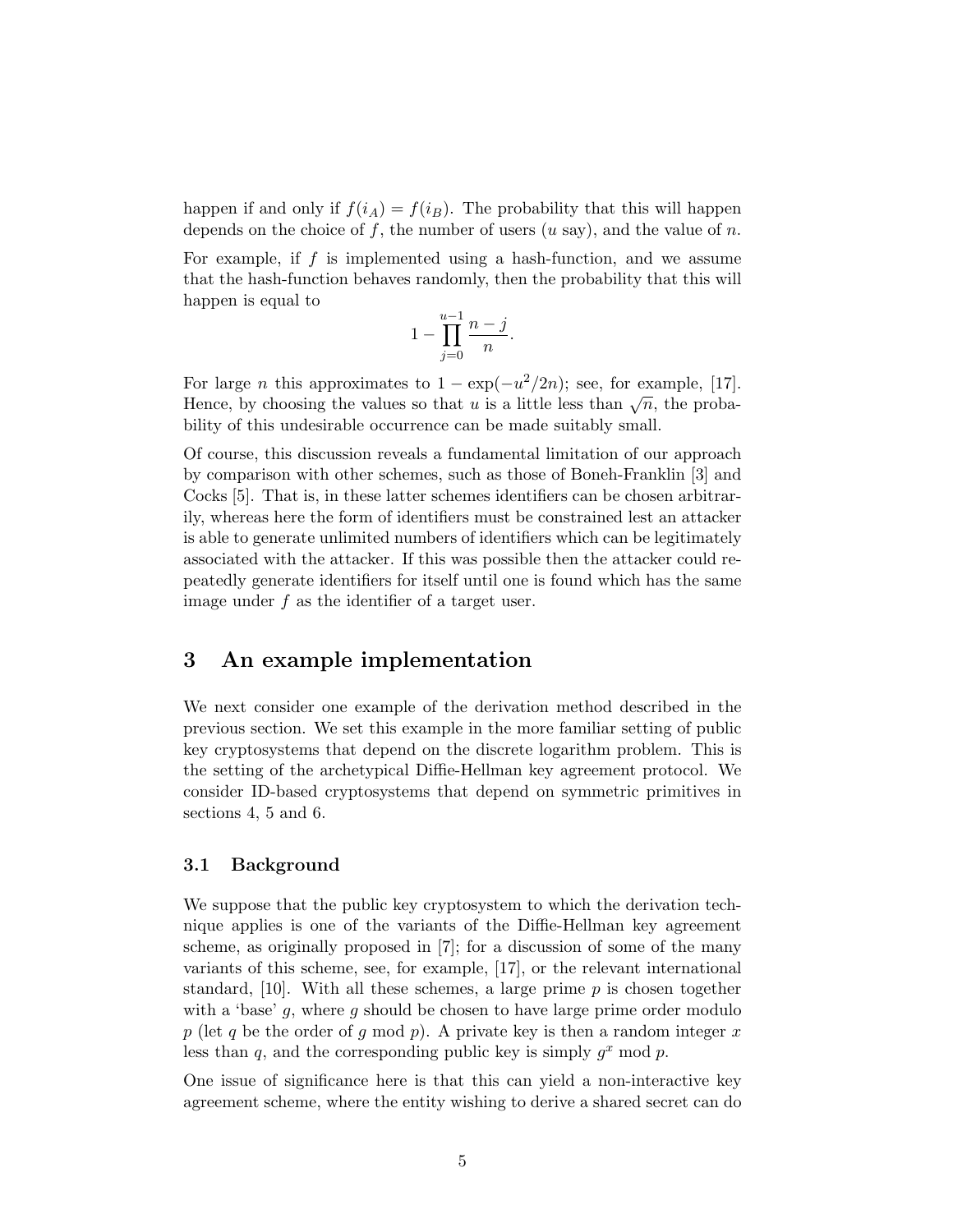happen if and only if $f(i_A) = f(i_B)$. The probability that this will happen depends on the choice of $f$, the number of users ($u$ say), and the value of $n$.

For example, if $f$ is implemented using a hash-function, and we assume that the hash-function behaves randomly, then the probability that this will happen is equal to

$$1 - \prod_{j=0}^{u-1} \frac{n-j}{n}.$$

For large $n$ this approximates to $1 - \exp(-u^2/2n)$; see, for example, [17]. Hence, by choosing the values so that $u$ is a little less than $\sqrt{n}$, the probability of this undesirable occurrence can be made suitably small.

Of course, this discussion reveals a fundamental limitation of our approach by comparison with other schemes, such as those of Boneh-Franklin [3] and Cocks [5]. That is, in these latter schemes identifiers can be chosen arbitrarily, whereas here the form of identifiers must be constrained lest an attacker is able to generate unlimited numbers of identifiers which can be legitimately associated with the attacker. If this was possible then the attacker could repeatedly generate identifiers for itself until one is found which has the same image under $f$ as the identifier of a target user.

## 3 An example implementation

We next consider one example of the derivation method described in the previous section. We set this example in the more familiar setting of public key cryptosystems that depend on the discrete logarithm problem. This is the setting of the archetypical Diffie-Hellman key agreement protocol. We consider ID-based cryptosystems that depend on symmetric primitives in sections 4, 5 and 6.

### 3.1 Background

We suppose that the public key cryptosystem to which the derivation technique applies is one of the variants of the Diffie-Hellman key agreement scheme, as originally proposed in [7]; for a discussion of some of the many variants of this scheme, see, for example, [17], or the relevant international standard, [10]. With all these schemes, a large prime $p$ is chosen together with a 'base' $g$, where $g$ should be chosen to have large prime order modulo $p$ (let $q$ be the order of $g$ mod $p$). A private key is then a random integer $x$ less than $q$, and the corresponding public key is simply $g^x$ mod $p$.

One issue of significance here is that this can yield a non-interactive key agreement scheme, where the entity wishing to derive a shared secret can do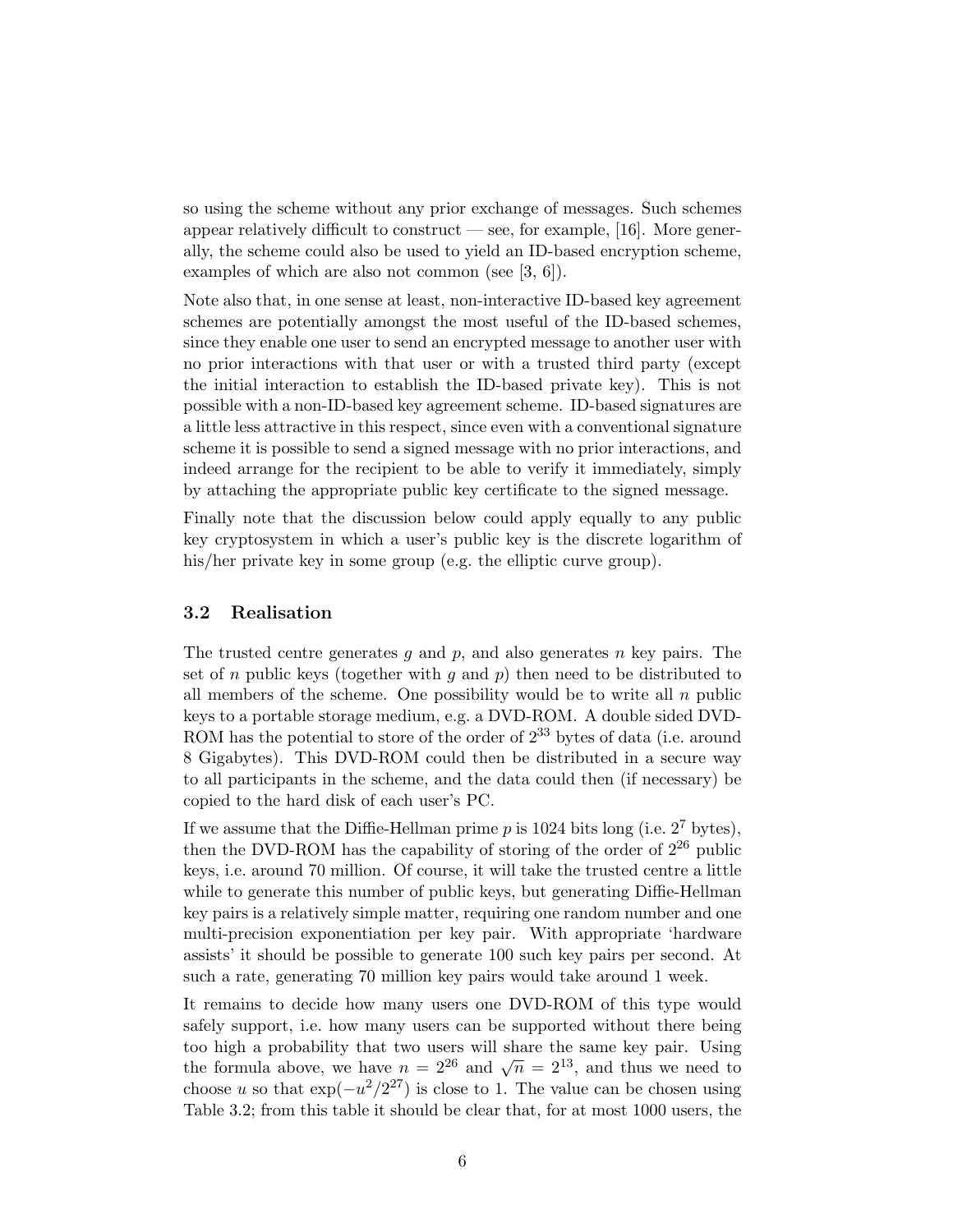so using the scheme without any prior exchange of messages. Such schemes appear relatively difficult to construct — see, for example, [16]. More generally, the scheme could also be used to yield an ID-based encryption scheme, examples of which are also not common (see [3, 6]).

Note also that, in one sense at least, non-interactive ID-based key agreement schemes are potentially amongst the most useful of the ID-based schemes, since they enable one user to send an encrypted message to another user with no prior interactions with that user or with a trusted third party (except the initial interaction to establish the ID-based private key). This is not possible with a non-ID-based key agreement scheme. ID-based signatures are a little less attractive in this respect, since even with a conventional signature scheme it is possible to send a signed message with no prior interactions, and indeed arrange for the recipient to be able to verify it immediately, simply by attaching the appropriate public key certificate to the signed message.

Finally note that the discussion below could apply equally to any public key cryptosystem in which a user's public key is the discrete logarithm of his/her private key in some group (e.g. the elliptic curve group).

### 3.2 Realisation

The trusted centre generates $g$ and $p$, and also generates $n$ key pairs. The set of $n$ public keys (together with $g$ and $p$) then need to be distributed to all members of the scheme. One possibility would be to write all $n$ public keys to a portable storage medium, e.g. a DVD-ROM. A double sided DVD-ROM has the potential to store of the order of $2^{33}$ bytes of data (i.e. around 8 Gigabytes). This DVD-ROM could then be distributed in a secure way to all participants in the scheme, and the data could then (if necessary) be copied to the hard disk of each user's PC.

If we assume that the Diffie-Hellman prime $p$ is 1024 bits long (i.e. $2^7$ bytes), then the DVD-ROM has the capability of storing of the order of $2^{26}$ public keys, i.e. around 70 million. Of course, it will take the trusted centre a little while to generate this number of public keys, but generating Diffie-Hellman key pairs is a relatively simple matter, requiring one random number and one multi-precision exponentiation per key pair. With appropriate 'hardware assists' it should be possible to generate 100 such key pairs per second. At such a rate, generating 70 million key pairs would take around 1 week.

It remains to decide how many users one DVD-ROM of this type would safely support, i.e. how many users can be supported without there being too high a probability that two users will share the same key pair. Using the formula above, we have $n = 2^{26}$ and $\sqrt{n} = 2^{13}$, and thus we need to choose $u$ so that $\exp(-u^2/2^{27})$ is close to 1. The value can be chosen using Table 3.2; from this table it should be clear that, for at most 1000 users, the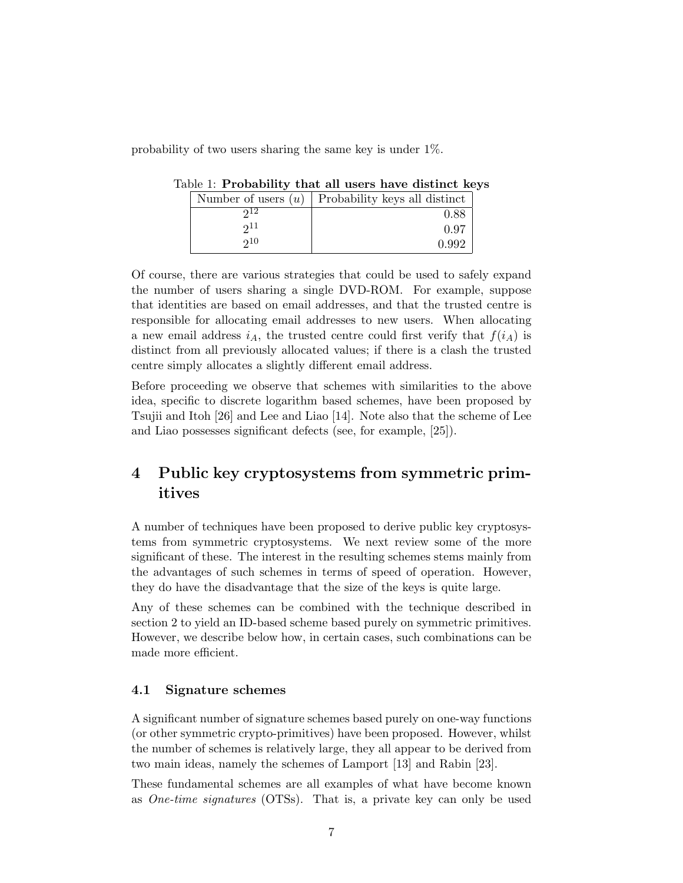probability of two users sharing the same key is under 1%.

Table 1: **Probability that all users have distinct keys**

| Number of users ($u$) | Probability keys all distinct |
|---|---|
| $2^{12}$ | 0.88 |
| $2^{11}$ | 0.97 |
| $2^{10}$ | 0.992 |

Of course, there are various strategies that could be used to safely expand the number of users sharing a single DVD-ROM. For example, suppose that identities are based on email addresses, and that the trusted centre is responsible for allocating email addresses to new users. When allocating a new email address $i_A$, the trusted centre could first verify that $f(i_A)$ is distinct from all previously allocated values; if there is a clash the trusted centre simply allocates a slightly different email address.

Before proceeding we observe that schemes with similarities to the above idea, specific to discrete logarithm based schemes, have been proposed by Tsujii and Itoh [26] and Lee and Liao [14]. Note also that the scheme of Lee and Liao possesses significant defects (see, for example, [25]).

# 4 Public key cryptosystems from symmetric primitives

A number of techniques have been proposed to derive public key cryptosystems from symmetric cryptosystems. We next review some of the more significant of these. The interest in the resulting schemes stems mainly from the advantages of such schemes in terms of speed of operation. However, they do have the disadvantage that the size of the keys is quite large.

Any of these schemes can be combined with the technique described in section 2 to yield an ID-based scheme based purely on symmetric primitives. However, we describe below how, in certain cases, such combinations can be made more efficient.

## 4.1 Signature schemes

A significant number of signature schemes based purely on one-way functions (or other symmetric crypto-primitives) have been proposed. However, whilst the number of schemes is relatively large, they all appear to be derived from two main ideas, namely the schemes of Lamport [13] and Rabin [23].

These fundamental schemes are all examples of what have become known as *One-time signatures* (OTSs). That is, a private key can only be used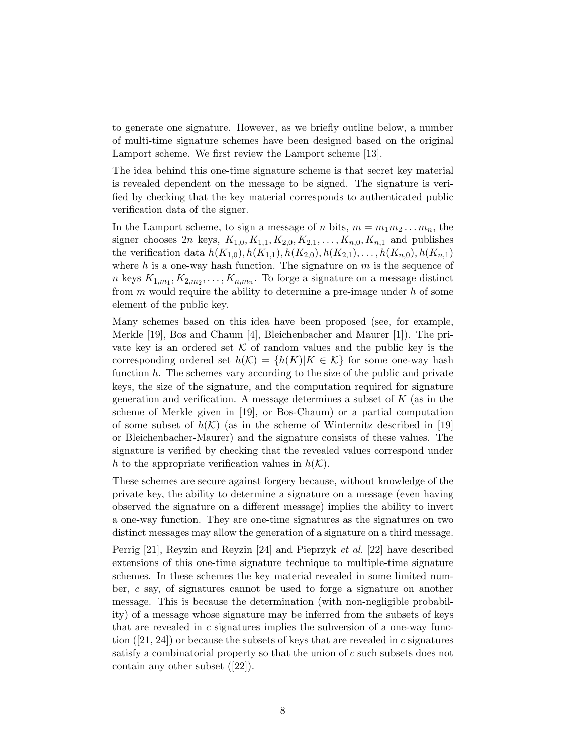to generate one signature. However, as we briefly outline below, a number of multi-time signature schemes have been designed based on the original Lamport scheme. We first review the Lamport scheme [13].

The idea behind this one-time signature scheme is that secret key material is revealed dependent on the message to be signed. The signature is verified by checking that the key material corresponds to authenticated public verification data of the signer.

In the Lamport scheme, to sign a message of $n$ bits, $m = m_1 m_2 \dots m_n$, the signer chooses $2n$ keys, $K_{1,0}, K_{1,1}, K_{2,0}, K_{2,1}, \dots, K_{n,0}, K_{n,1}$ and publishes the verification data $h(K_{1,0}), h(K_{1,1}), h(K_{2,0}), h(K_{2,1}), \dots, h(K_{n,0}), h(K_{n,1})$ where $h$ is a one-way hash function. The signature on $m$ is the sequence of $n$ keys $K_{1,m_1}, K_{2,m_2}, \dots, K_{n,m_n}$. To forge a signature on a message distinct from $m$ would require the ability to determine a pre-image under $h$ of some element of the public key.

Many schemes based on this idea have been proposed (see, for example, Merkle [19], Bos and Chaum [4], Bleichenbacher and Maurer [1]). The private key is an ordered set $\mathcal{K}$ of random values and the public key is the corresponding ordered set $h(\mathcal{K}) = \{h(K) | K \in \mathcal{K}\}$ for some one-way hash function $h$. The schemes vary according to the size of the public and private keys, the size of the signature, and the computation required for signature generation and verification. A message determines a subset of $K$ (as in the scheme of Merkle given in [19], or Bos-Chaum) or a partial computation of some subset of $h(\mathcal{K})$ (as in the scheme of Winternitz described in [19] or Bleichenbacher-Maurer) and the signature consists of these values. The signature is verified by checking that the revealed values correspond under $h$ to the appropriate verification values in $h(\mathcal{K})$.

These schemes are secure against forgery because, without knowledge of the private key, the ability to determine a signature on a message (even having observed the signature on a different message) implies the ability to invert a one-way function. They are one-time signatures as the signatures on two distinct messages may allow the generation of a signature on a third message.

Perrig [21], Reyzin and Reyzin [24] and Pieprzyk *et al.* [22] have described extensions of this one-time signature technique to multiple-time signature schemes. In these schemes the key material revealed in some limited number, $c$ say, of signatures cannot be used to forge a signature on another message. This is because the determination (with non-negligible probability) of a message whose signature may be inferred from the subsets of keys that are revealed in $c$ signatures implies the subversion of a one-way function ([21, 24]) or because the subsets of keys that are revealed in $c$ signatures satisfy a combinatorial property so that the union of $c$ such subsets does not contain any other subset ([22]).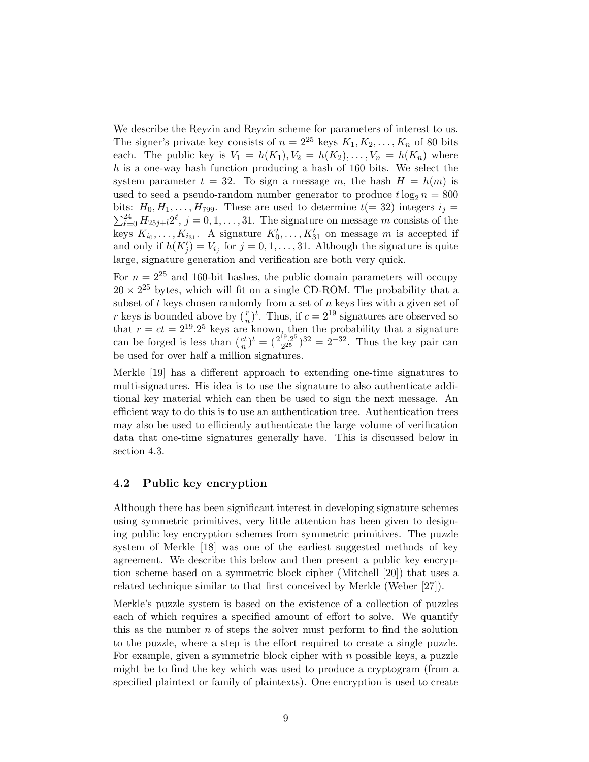We describe the Reyzin and Reyzin scheme for parameters of interest to us. The signer's private key consists of $n = 2^{25}$ keys $K_1, K_2, \ldots, K_n$ of 80 bits each. The public key is $V_1 = h(K_1), V_2 = h(K_2), \ldots, V_n = h(K_n)$ where $h$ is a one-way hash function producing a hash of 160 bits. We select the system parameter $t = 32$. To sign a message $m$, the hash $H = h(m)$ is used to seed a pseudo-random number generator to produce $t \log_2 n = 800$ bits: $H_0, H_1, \ldots, H_{799}$. These are used to determine $t(= 32)$ integers $i_j = \sum_{\ell=0}^{24} H_{25j+l} 2^{\ell}$, $j = 0, 1, \ldots, 31$. The signature on message $m$ consists of the keys $K_{i_0}, \ldots, K_{i_{31}}$. A signature $K'_0, \ldots, K'_{31}$ on message $m$ is accepted if and only if $h(K'_j) = V_{i_j}$ for $j = 0, 1, \ldots, 31$. Although the signature is quite large, signature generation and verification are both very quick.

For $n = 2^{25}$ and 160-bit hashes, the public domain parameters will occupy $20 \times 2^{25}$ bytes, which will fit on a single CD-ROM. The probability that a subset of $t$ keys chosen randomly from a set of $n$ keys lies with a given set of $r$ keys is bounded above by $(\frac{r}{n})^t$. Thus, if $c = 2^{19}$ signatures are observed so that $r = ct = 2^{19}.2^5$ keys are known, then the probability that a signature can be forged is less than $(\frac{ct}{n})^t = (\frac{2^{19}.2^5}{2^{25}})^{32} = 2^{-32}$. Thus the key pair can be used for over half a million signatures.

Merkle [19] has a different approach to extending one-time signatures to multi-signatures. His idea is to use the signature to also authenticate additional key material which can then be used to sign the next message. An efficient way to do this is to use an authentication tree. Authentication trees may also be used to efficiently authenticate the large volume of verification data that one-time signatures generally have. This is discussed below in section 4.3.

## 4.2 Public key encryption

Although there has been significant interest in developing signature schemes using symmetric primitives, very little attention has been given to designing public key encryption schemes from symmetric primitives. The puzzle system of Merkle [18] was one of the earliest suggested methods of key agreement. We describe this below and then present a public key encryption scheme based on a symmetric block cipher (Mitchell [20]) that uses a related technique similar to that first conceived by Merkle (Weber [27]).

Merkle's puzzle system is based on the existence of a collection of puzzles each of which requires a specified amount of effort to solve. We quantify this as the number $n$ of steps the solver must perform to find the solution to the puzzle, where a step is the effort required to create a single puzzle. For example, given a symmetric block cipher with $n$ possible keys, a puzzle might be to find the key which was used to produce a cryptogram (from a specified plaintext or family of plaintexts). One encryption is used to create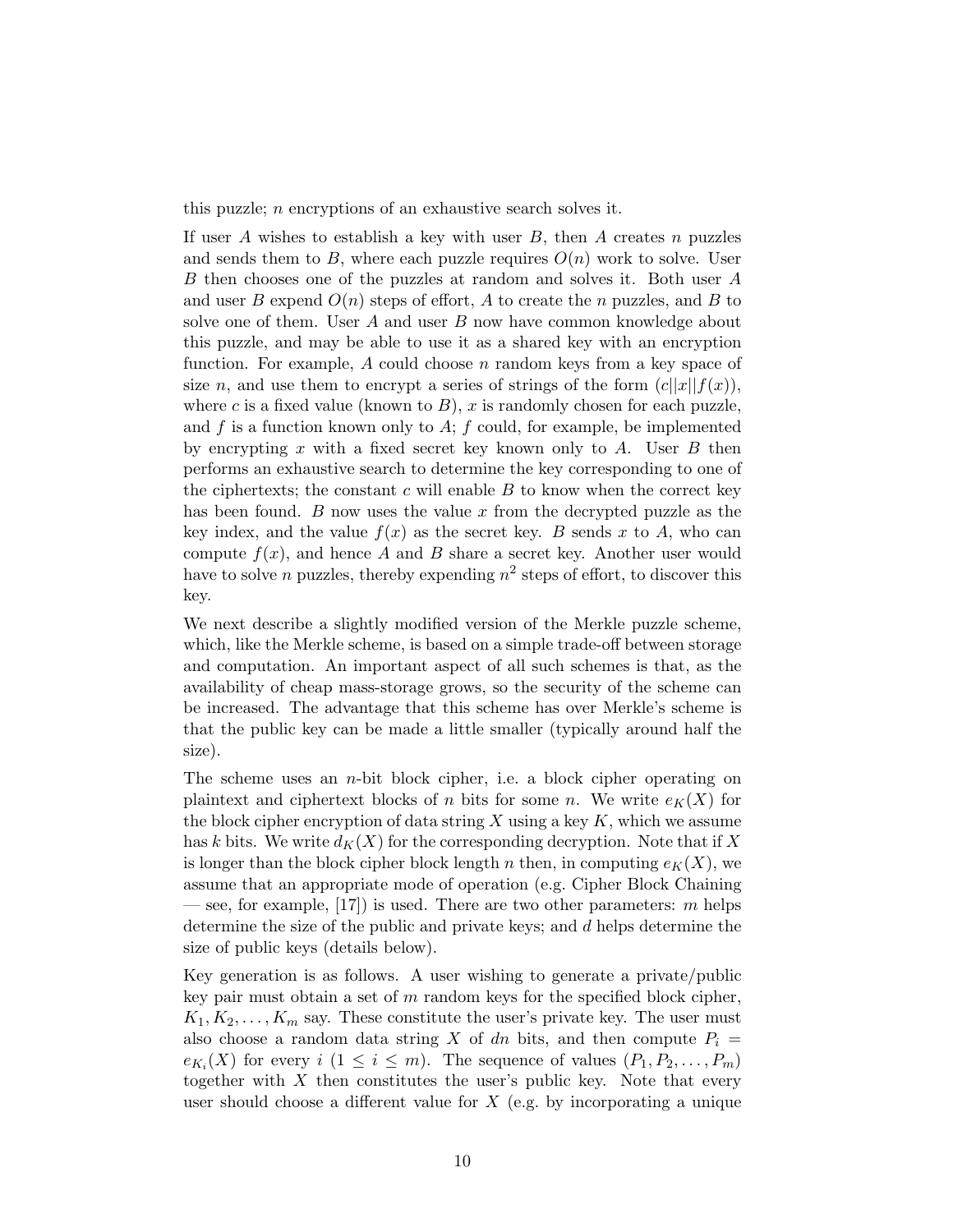this puzzle; $n$ encryptions of an exhaustive search solves it.

If user $A$ wishes to establish a key with user $B$, then $A$ creates $n$ puzzles and sends them to $B$, where each puzzle requires $O(n)$ work to solve. User $B$ then chooses one of the puzzles at random and solves it. Both user $A$ and user $B$ expend $O(n)$ steps of effort, $A$ to create the $n$ puzzles, and $B$ to solve one of them. User $A$ and user $B$ now have common knowledge about this puzzle, and may be able to use it as a shared key with an encryption function. For example, $A$ could choose $n$ random keys from a key space of size $n$, and use them to encrypt a series of strings of the form $(c||x||f(x))$, where $c$ is a fixed value (known to $B$), $x$ is randomly chosen for each puzzle, and $f$ is a function known only to $A$; $f$ could, for example, be implemented by encrypting $x$ with a fixed secret key known only to $A$. User $B$ then performs an exhaustive search to determine the key corresponding to one of the ciphertexts; the constant $c$ will enable $B$ to know when the correct key has been found. $B$ now uses the value $x$ from the decrypted puzzle as the key index, and the value $f(x)$ as the secret key. $B$ sends $x$ to $A$, who can compute $f(x)$, and hence $A$ and $B$ share a secret key. Another user would have to solve $n$ puzzles, thereby expending $n^2$ steps of effort, to discover this key.

We next describe a slightly modified version of the Merkle puzzle scheme, which, like the Merkle scheme, is based on a simple trade-off between storage and computation. An important aspect of all such schemes is that, as the availability of cheap mass-storage grows, so the security of the scheme can be increased. The advantage that this scheme has over Merkle's scheme is that the public key can be made a little smaller (typically around half the size).

The scheme uses an $n$-bit block cipher, i.e. a block cipher operating on plaintext and ciphertext blocks of $n$ bits for some $n$. We write $e_K(X)$ for the block cipher encryption of data string $X$ using a key $K$, which we assume has $k$ bits. We write $d_K(X)$ for the corresponding decryption. Note that if $X$ is longer than the block cipher block length $n$ then, in computing $e_K(X)$, we assume that an appropriate mode of operation (e.g. Cipher Block Chaining — see, for example, [17]) is used. There are two other parameters: $m$ helps determine the size of the public and private keys; and $d$ helps determine the size of public keys (details below).

Key generation is as follows. A user wishing to generate a private/public key pair must obtain a set of $m$ random keys for the specified block cipher, $K_1, K_2, \ldots, K_m$ say. These constitute the user's private key. The user must also choose a random data string $X$ of $dn$ bits, and then compute $P_i = e_{K_i}(X)$ for every $i$ ($1 \leq i \leq m$). The sequence of values $(P_1, P_2, \ldots, P_m)$ together with $X$ then constitutes the user's public key. Note that every user should choose a different value for $X$ (e.g. by incorporating a unique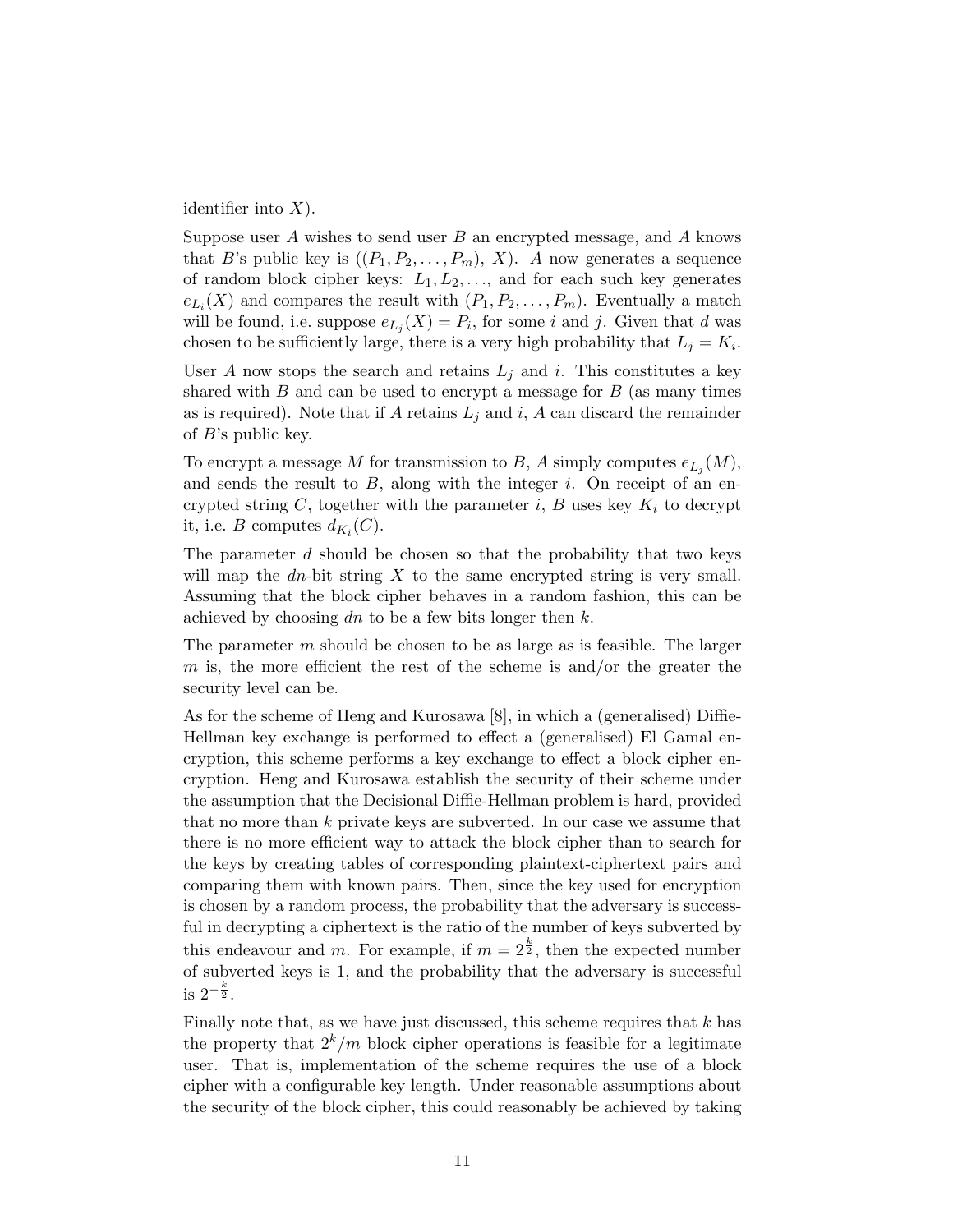identifier into $X$).

Suppose user $A$ wishes to send user $B$ an encrypted message, and $A$ knows that $B$'s public key is $((P_1, P_2, \ldots, P_m), X)$. $A$ now generates a sequence of random block cipher keys: $L_1, L_2, \ldots$, and for each such key generates $e_{L_i}(X)$ and compares the result with $(P_1, P_2, \ldots, P_m)$. Eventually a match will be found, i.e. suppose $e_{L_j}(X) = P_i$, for some $i$ and $j$. Given that $d$ was chosen to be sufficiently large, there is a very high probability that $L_j = K_i$.

User $A$ now stops the search and retains $L_j$ and $i$. This constitutes a key shared with $B$ and can be used to encrypt a message for $B$ (as many times as is required). Note that if $A$ retains $L_j$ and $i$, $A$ can discard the remainder of $B$'s public key.

To encrypt a message $M$ for transmission to $B$, $A$ simply computes $e_{L_j}(M)$, and sends the result to $B$, along with the integer $i$. On receipt of an encrypted string $C$, together with the parameter $i$, $B$ uses key $K_i$ to decrypt it, i.e. $B$ computes $d_{K_i}(C)$.

The parameter $d$ should be chosen so that the probability that two keys will map the $dn$-bit string $X$ to the same encrypted string is very small. Assuming that the block cipher behaves in a random fashion, this can be achieved by choosing $dn$ to be a few bits longer then $k$.

The parameter $m$ should be chosen to be as large as is feasible. The larger $m$ is, the more efficient the rest of the scheme is and/or the greater the security level can be.

As for the scheme of Heng and Kurosawa [8], in which a (generalised) Diffie-Hellman key exchange is performed to effect a (generalised) El Gamal encryption, this scheme performs a key exchange to effect a block cipher encryption. Heng and Kurosawa establish the security of their scheme under the assumption that the Decisional Diffie-Hellman problem is hard, provided that no more than $k$ private keys are subverted. In our case we assume that there is no more efficient way to attack the block cipher than to search for the keys by creating tables of corresponding plaintext-ciphertext pairs and comparing them with known pairs. Then, since the key used for encryption is chosen by a random process, the probability that the adversary is successful in decrypting a ciphertext is the ratio of the number of keys subverted by this endeavour and $m$. For example, if $m = 2^{\frac{k}{2}}$, then the expected number of subverted keys is 1, and the probability that the adversary is successful is $2^{-\frac{k}{2}}$.

Finally note that, as we have just discussed, this scheme requires that $k$ has the property that $2^k/m$ block cipher operations is feasible for a legitimate user. That is, implementation of the scheme requires the use of a block cipher with a configurable key length. Under reasonable assumptions about the security of the block cipher, this could reasonably be achieved by taking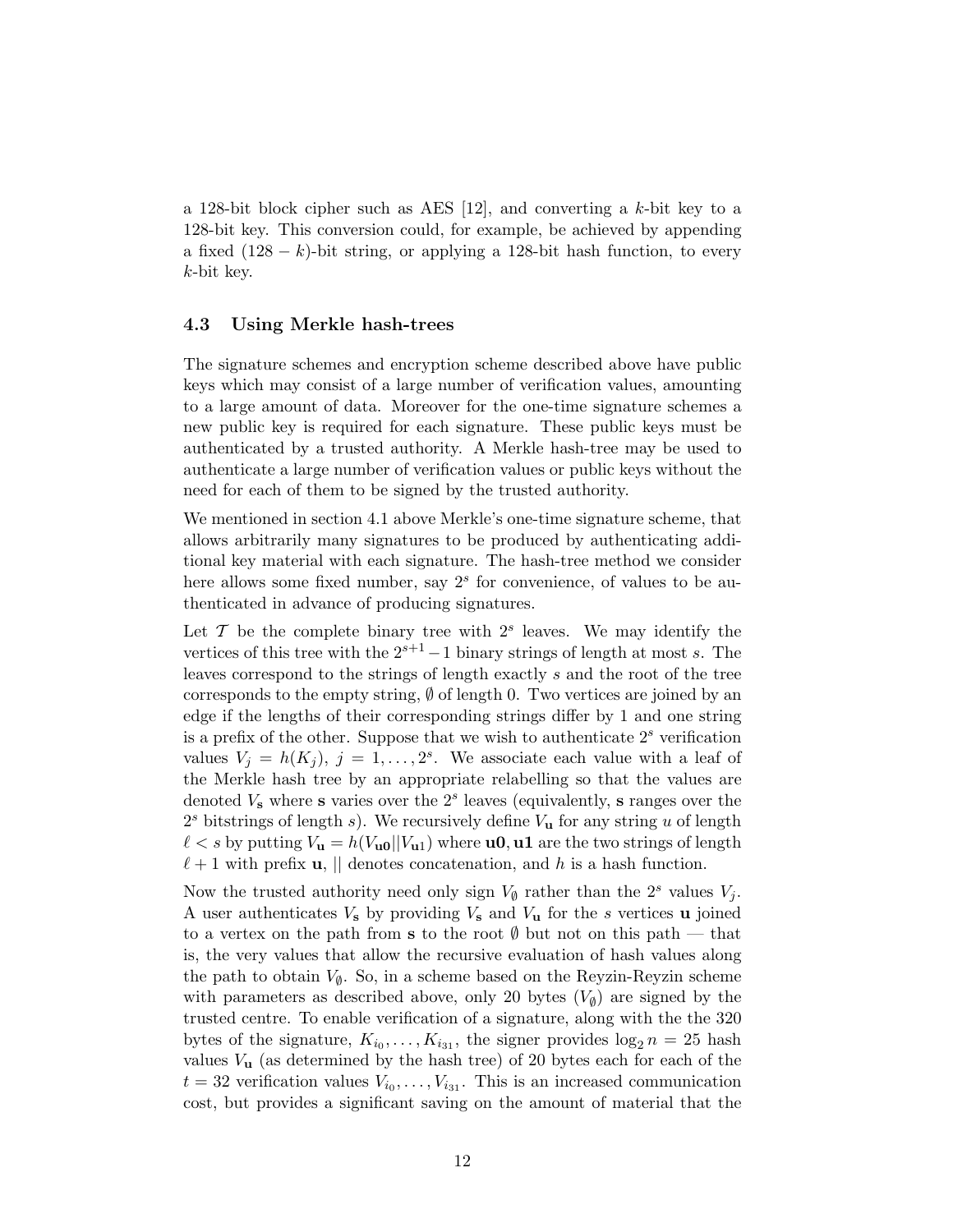a 128-bit block cipher such as AES [12], and converting a $k$-bit key to a 128-bit key. This conversion could, for example, be achieved by appending a fixed $(128 - k)$-bit string, or applying a 128-bit hash function, to every $k$-bit key.

### 4.3 Using Merkle hash-trees

The signature schemes and encryption scheme described above have public keys which may consist of a large number of verification values, amounting to a large amount of data. Moreover for the one-time signature schemes a new public key is required for each signature. These public keys must be authenticated by a trusted authority. A Merkle hash-tree may be used to authenticate a large number of verification values or public keys without the need for each of them to be signed by the trusted authority.

We mentioned in section 4.1 above Merkle's one-time signature scheme, that allows arbitrarily many signatures to be produced by authenticating additional key material with each signature. The hash-tree method we consider here allows some fixed number, say $2^s$ for convenience, of values to be authenticated in advance of producing signatures.

Let $\mathcal{T}$ be the complete binary tree with $2^s$ leaves. We may identify the vertices of this tree with the $2^{s+1} - 1$ binary strings of length at most $s$. The leaves correspond to the strings of length exactly $s$ and the root of the tree corresponds to the empty string, $\emptyset$ of length 0. Two vertices are joined by an edge if the lengths of their corresponding strings differ by 1 and one string is a prefix of the other. Suppose that we wish to authenticate $2^s$ verification values $V_j = h(K_j)$, $j = 1, \ldots, 2^s$. We associate each value with a leaf of the Merkle hash tree by an appropriate relabelling so that the values are denoted $V_{\mathbf{s}}$ where $\mathbf{s}$ varies over the $2^s$ leaves (equivalently, $\mathbf{s}$ ranges over the $2^s$ bitstrings of length $s$). We recursively define $V_{\mathbf{u}}$ for any string $u$ of length $\ell < s$ by putting $V_{\mathbf{u}} = h(V_{\mathbf{u0}} || V_{\mathbf{u1}})$ where $\mathbf{u0}, \mathbf{u1}$ are the two strings of length $\ell + 1$ with prefix $\mathbf{u}$, $||$ denotes concatenation, and $h$ is a hash function.

Now the trusted authority need only sign $V_\emptyset$ rather than the $2^s$ values $V_j$. A user authenticates $V_{\mathbf{s}}$ by providing $V_{\mathbf{s}}$ and $V_{\mathbf{u}}$ for the $s$ vertices $\mathbf{u}$ joined to a vertex on the path from $\mathbf{s}$ to the root $\emptyset$ but not on this path — that is, the very values that allow the recursive evaluation of hash values along the path to obtain $V_\emptyset$. So, in a scheme based on the Reyzin-Reyzin scheme with parameters as described above, only 20 bytes ($V_\emptyset$) are signed by the trusted centre. To enable verification of a signature, along with the the 320 bytes of the signature, $K_{i_0}, \ldots, K_{i_{31}}$, the signer provides $\log_2 n = 25$ hash values $V_{\mathbf{u}}$ (as determined by the hash tree) of 20 bytes each for each of the $t = 32$ verification values $V_{i_0}, \ldots, V_{i_{31}}$. This is an increased communication cost, but provides a significant saving on the amount of material that the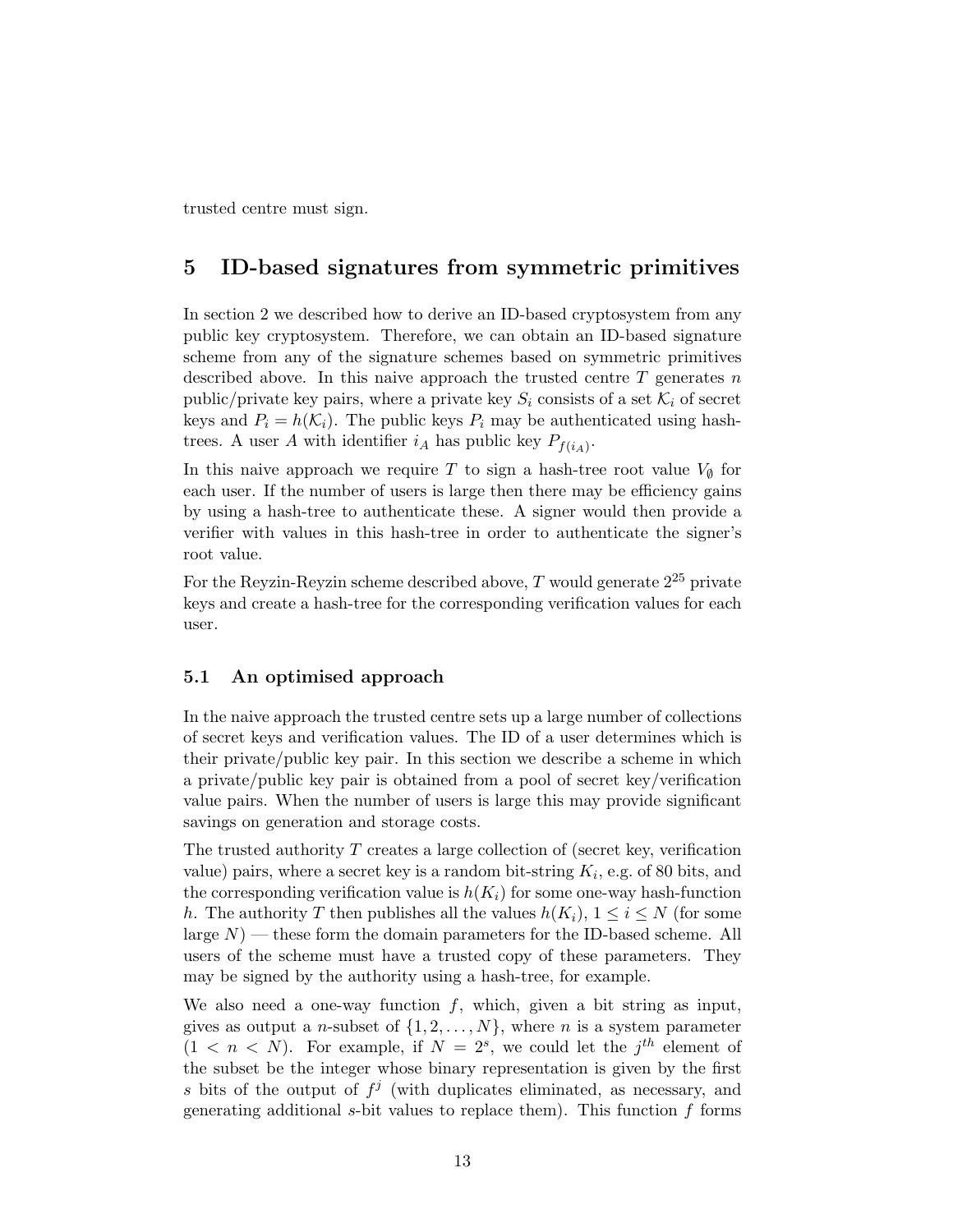trusted centre must sign.

## 5 ID-based signatures from symmetric primitives

In section 2 we described how to derive an ID-based cryptosystem from any public key cryptosystem. Therefore, we can obtain an ID-based signature scheme from any of the signature schemes based on symmetric primitives described above. In this naive approach the trusted centre $T$ generates $n$ public/private key pairs, where a private key $S_i$ consists of a set $\mathcal{K}_i$ of secret keys and $P_i = h(\mathcal{K}_i)$. The public keys $P_i$ may be authenticated using hash-trees. A user $A$ with identifier $i_A$ has public key $P_{f(i_A)}$.

In this naive approach we require $T$ to sign a hash-tree root value $V_\emptyset$ for each user. If the number of users is large then there may be efficiency gains by using a hash-tree to authenticate these. A signer would then provide a verifier with values in this hash-tree in order to authenticate the signer's root value.

For the Reyzin-Reyzin scheme described above, $T$ would generate $2^{25}$ private keys and create a hash-tree for the corresponding verification values for each user.

### 5.1 An optimised approach

In the naive approach the trusted centre sets up a large number of collections of secret keys and verification values. The ID of a user determines which is their private/public key pair. In this section we describe a scheme in which a private/public key pair is obtained from a pool of secret key/verification value pairs. When the number of users is large this may provide significant savings on generation and storage costs.

The trusted authority $T$ creates a large collection of (secret key, verification value) pairs, where a secret key is a random bit-string $K_i$, e.g. of 80 bits, and the corresponding verification value is $h(K_i)$ for some one-way hash-function $h$. The authority $T$ then publishes all the values $h(K_i)$, $1 \leq i \leq N$ (for some large $N$) — these form the domain parameters for the ID-based scheme. All users of the scheme must have a trusted copy of these parameters. They may be signed by the authority using a hash-tree, for example.

We also need a one-way function $f$, which, given a bit string as input, gives as output a $n$-subset of $\{1, 2, \ldots, N\}$, where $n$ is a system parameter ($1 < n < N$). For example, if $N = 2^s$, we could let the $j^{th}$ element of the subset be the integer whose binary representation is given by the first $s$ bits of the output of $f^j$ (with duplicates eliminated, as necessary, and generating additional $s$-bit values to replace them). This function $f$ forms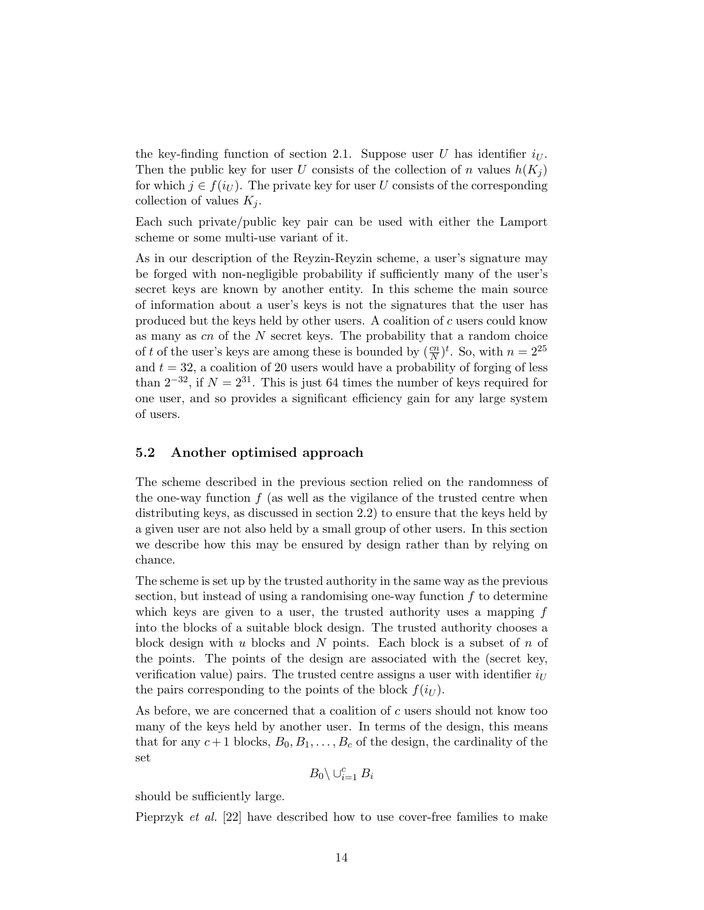the key-finding function of section 2.1. Suppose user $U$ has identifier $i_U$. Then the public key for user $U$ consists of the collection of $n$ values $h(K_j)$ for which $j \in f(i_U)$. The private key for user $U$ consists of the corresponding collection of values $K_j$.

Each such private/public key pair can be used with either the Lamport scheme or some multi-use variant of it.

As in our description of the Reyzin-Reyzin scheme, a user's signature may be forged with non-negligible probability if sufficiently many of the user's secret keys are known by another entity. In this scheme the main source of information about a user's keys is not the signatures that the user has produced but the keys held by other users. A coalition of $c$ users could know as many as $cn$ of the $N$ secret keys. The probability that a random choice of $t$ of the user's keys are among these is bounded by $(\frac{cn}{N})^t$. So, with $n = 2^{25}$ and $t = 32$, a coalition of 20 users would have a probability of forging of less than $2^{-32}$, if $N = 2^{31}$. This is just 64 times the number of keys required for one user, and so provides a significant efficiency gain for any large system of users.

### 5.2 Another optimised approach

The scheme described in the previous section relied on the randomness of the one-way function $f$ (as well as the vigilance of the trusted centre when distributing keys, as discussed in section 2.2) to ensure that the keys held by a given user are not also held by a small group of other users. In this section we describe how this may be ensured by design rather than by relying on chance.

The scheme is set up by the trusted authority in the same way as the previous section, but instead of using a randomising one-way function $f$ to determine which keys are given to a user, the trusted authority uses a mapping $f$ into the blocks of a suitable block design. The trusted authority chooses a block design with $u$ blocks and $N$ points. Each block is a subset of $n$ of the points. The points of the design are associated with the (secret key, verification value) pairs. The trusted centre assigns a user with identifier $i_U$ the pairs corresponding to the points of the block $f(i_U)$.

As before, we are concerned that a coalition of $c$ users should not know too many of the keys held by another user. In terms of the design, this means that for any $c+1$ blocks, $B_0, B_1, \ldots, B_c$ of the design, the cardinality of the set

$$B_0 \setminus \cup_{i=1}^{c} B_i$$

should be sufficiently large.

Pieprzyk *et al.* [22] have described how to use cover-free families to make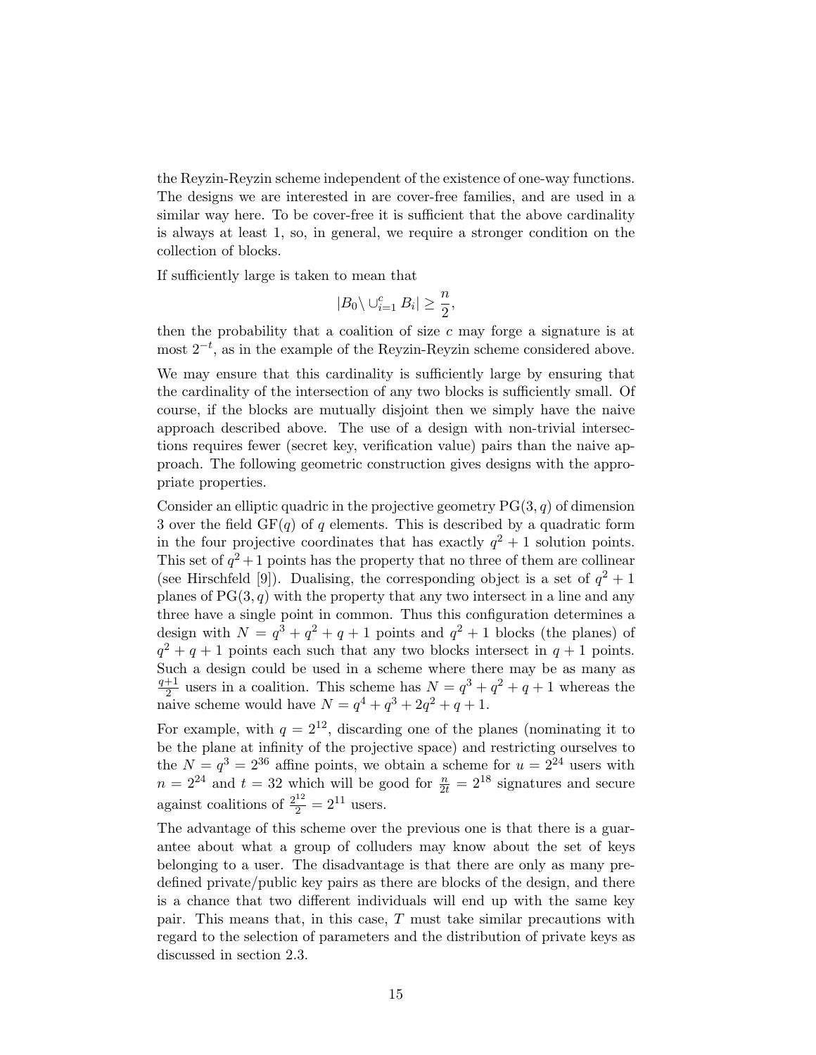the Reyzin-Reyzin scheme independent of the existence of one-way functions. The designs we are interested in are cover-free families, and are used in a similar way here. To be cover-free it is sufficient that the above cardinality is always at least 1, so, in general, we require a stronger condition on the collection of blocks.

If sufficiently large is taken to mean that

$$|B_0 \setminus \cup_{i=1}^{c} B_i| \geq \frac{n}{2},$$

then the probability that a coalition of size $c$ may forge a signature is at most $2^{-t}$, as in the example of the Reyzin-Reyzin scheme considered above.

We may ensure that this cardinality is sufficiently large by ensuring that the cardinality of the intersection of any two blocks is sufficiently small. Of course, if the blocks are mutually disjoint then we simply have the naive approach described above. The use of a design with non-trivial intersections requires fewer (secret key, verification value) pairs than the naive approach. The following geometric construction gives designs with the appropriate properties.

Consider an elliptic quadric in the projective geometry $\mathrm{PG}(3, q)$ of dimension 3 over the field $\mathrm{GF}(q)$ of $q$ elements. This is described by a quadratic form in the four projective coordinates that has exactly $q^2 + 1$ solution points. This set of $q^2+1$ points has the property that no three of them are collinear (see Hirschfeld [9]). Dualising, the corresponding object is a set of $q^2 + 1$ planes of $\mathrm{PG}(3, q)$ with the property that any two intersect in a line and any three have a single point in common. Thus this configuration determines a design with $N = q^3 + q^2 + q + 1$ points and $q^2 + 1$ blocks (the planes) of $q^2 + q + 1$ points each such that any two blocks intersect in $q + 1$ points. Such a design could be used in a scheme where there may be as many as $\frac{q+1}{2}$ users in a coalition. This scheme has $N = q^3 + q^2 + q + 1$ whereas the naive scheme would have $N = q^4 + q^3 + 2q^2 + q + 1$.

For example, with $q = 2^{12}$, discarding one of the planes (nominating it to be the plane at infinity of the projective space) and restricting ourselves to the $N = q^3 = 2^{36}$ affine points, we obtain a scheme for $u = 2^{24}$ users with $n = 2^{24}$ and $t = 32$ which will be good for $\frac{n}{2t} = 2^{18}$ signatures and secure against coalitions of $\frac{2^{12}}{2} = 2^{11}$ users.

The advantage of this scheme over the previous one is that there is a guarantee about what a group of colluders may know about the set of keys belonging to a user. The disadvantage is that there are only as many predefined private/public key pairs as there are blocks of the design, and there is a chance that two different individuals will end up with the same key pair. This means that, in this case, $T$ must take similar precautions with regard to the selection of parameters and the distribution of private keys as discussed in section 2.3.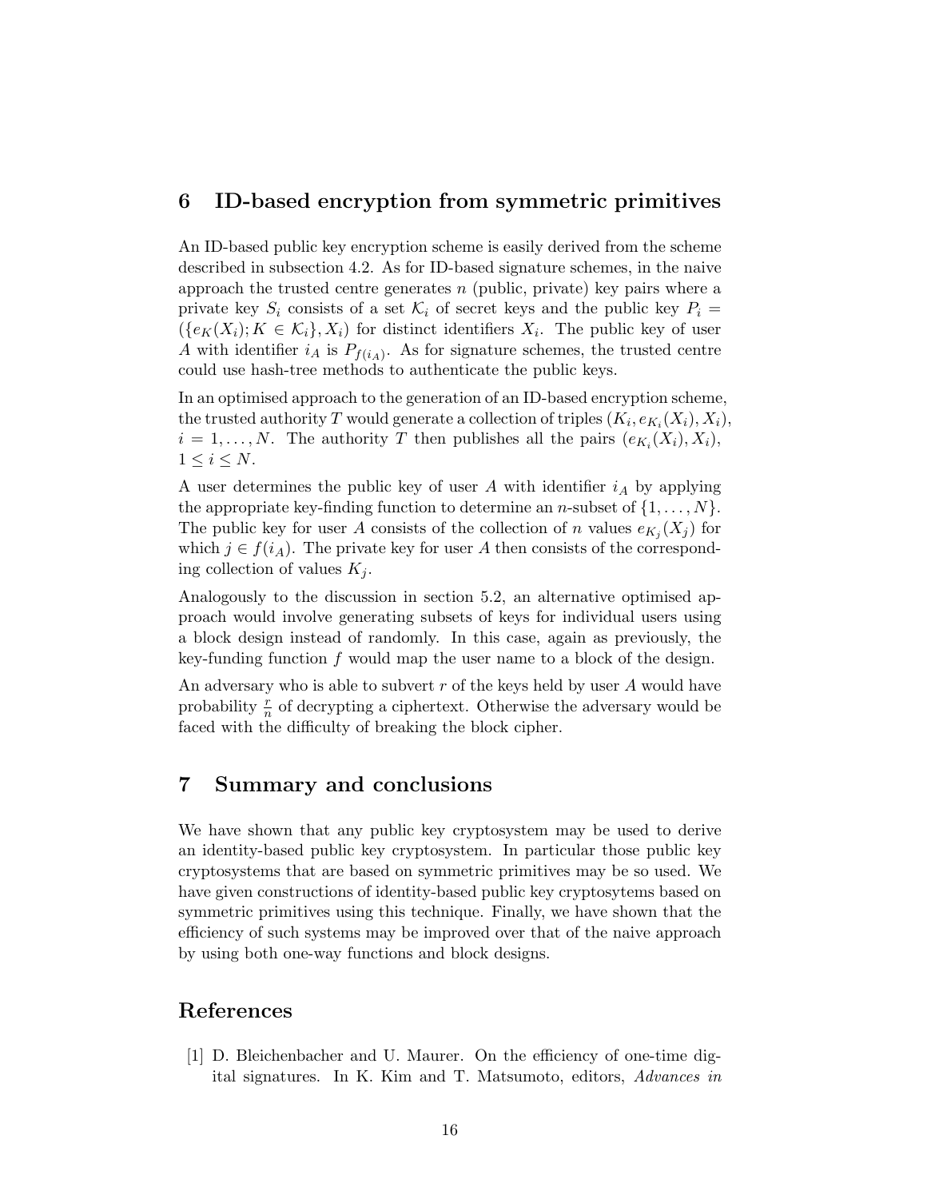## 6 ID-based encryption from symmetric primitives

An ID-based public key encryption scheme is easily derived from the scheme described in subsection 4.2. As for ID-based signature schemes, in the naive approach the trusted centre generates $n$ (public, private) key pairs where a private key $S_i$ consists of a set $\mathcal{K}_i$ of secret keys and the public key $P_i = (\{e_K(X_i); K \in \mathcal{K}_i\}, X_i)$ for distinct identifiers $X_i$. The public key of user $A$ with identifier $i_A$ is $P_{f(i_A)}$. As for signature schemes, the trusted centre could use hash-tree methods to authenticate the public keys.

In an optimised approach to the generation of an ID-based encryption scheme, the trusted authority $T$ would generate a collection of triples $(K_i, e_{K_i}(X_i), X_i)$, $i = 1, \ldots, N$. The authority $T$ then publishes all the pairs $(e_{K_i}(X_i), X_i)$, $1 \leq i \leq N$.

A user determines the public key of user $A$ with identifier $i_A$ by applying the appropriate key-finding function to determine an $n$-subset of $\{1, \ldots, N\}$. The public key for user $A$ consists of the collection of $n$ values $e_{K_j}(X_j)$ for which $j \in f(i_A)$. The private key for user $A$ then consists of the corresponding collection of values $K_j$.

Analogously to the discussion in section 5.2, an alternative optimised approach would involve generating subsets of keys for individual users using a block design instead of randomly. In this case, again as previously, the key-funding function $f$ would map the user name to a block of the design.

An adversary who is able to subvert $r$ of the keys held by user $A$ would have probability $\frac{r}{n}$ of decrypting a ciphertext. Otherwise the adversary would be faced with the difficulty of breaking the block cipher.

## 7 Summary and conclusions

We have shown that any public key cryptosystem may be used to derive an identity-based public key cryptosystem. In particular those public key cryptosystems that are based on symmetric primitives may be so used. We have given constructions of identity-based public key cryptosytems based on symmetric primitives using this technique. Finally, we have shown that the efficiency of such systems may be improved over that of the naive approach by using both one-way functions and block designs.

## References

[1] D. Bleichenbacher and U. Maurer. On the efficiency of one-time digital signatures. In K. Kim and T. Matsumoto, editors, *Advances in*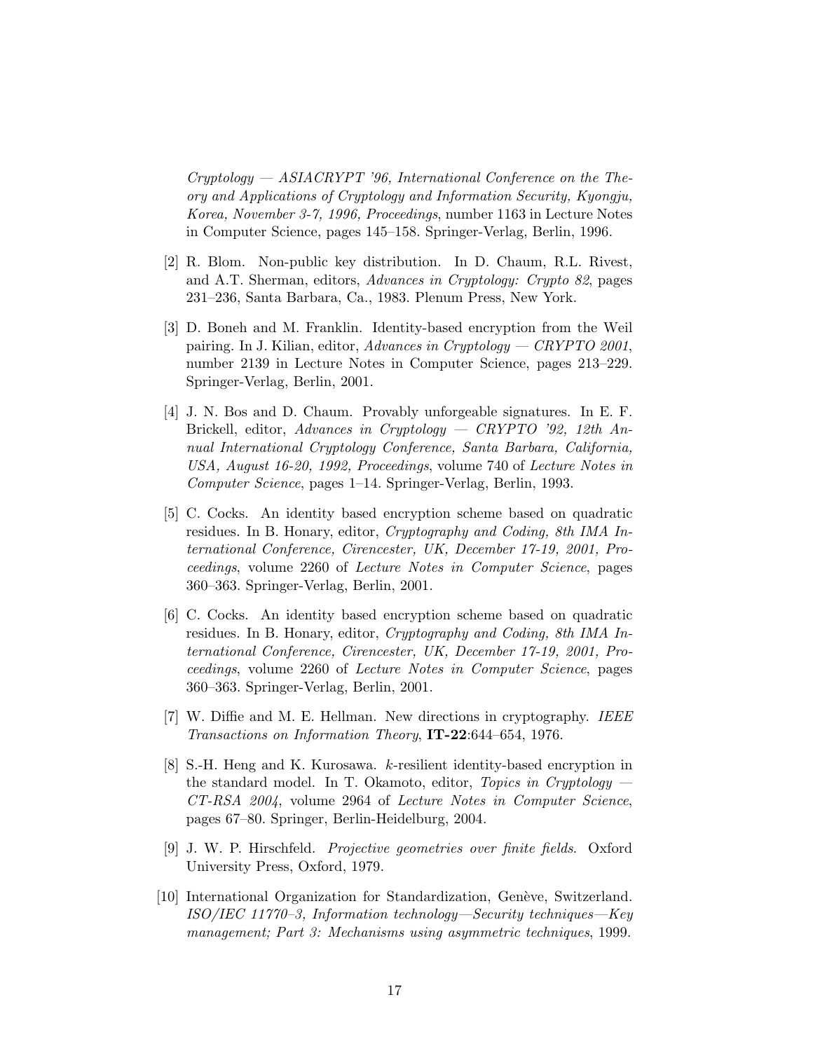*Cryptology — ASIACRYPT '96, International Conference on the Theory and Applications of Cryptology and Information Security, Kyongju, Korea, November 3-7, 1996, Proceedings*, number 1163 in Lecture Notes in Computer Science, pages 145–158. Springer-Verlag, Berlin, 1996.

[2] R. Blom. Non-public key distribution. In D. Chaum, R.L. Rivest, and A.T. Sherman, editors, *Advances in Cryptology: Crypto 82*, pages 231–236, Santa Barbara, Ca., 1983. Plenum Press, New York.

[3] D. Boneh and M. Franklin. Identity-based encryption from the Weil pairing. In J. Kilian, editor, *Advances in Cryptology — CRYPTO 2001*, number 2139 in Lecture Notes in Computer Science, pages 213–229. Springer-Verlag, Berlin, 2001.

[4] J. N. Bos and D. Chaum. Provably unforgeable signatures. In E. F. Brickell, editor, *Advances in Cryptology — CRYPTO '92, 12th Annual International Cryptology Conference, Santa Barbara, California, USA, August 16-20, 1992, Proceedings*, volume 740 of *Lecture Notes in Computer Science*, pages 1–14. Springer-Verlag, Berlin, 1993.

[5] C. Cocks. An identity based encryption scheme based on quadratic residues. In B. Honary, editor, *Cryptography and Coding, 8th IMA International Conference, Cirencester, UK, December 17-19, 2001, Proceedings*, volume 2260 of *Lecture Notes in Computer Science*, pages 360–363. Springer-Verlag, Berlin, 2001.

[6] C. Cocks. An identity based encryption scheme based on quadratic residues. In B. Honary, editor, *Cryptography and Coding, 8th IMA International Conference, Cirencester, UK, December 17-19, 2001, Proceedings*, volume 2260 of *Lecture Notes in Computer Science*, pages 360–363. Springer-Verlag, Berlin, 2001.

[7] W. Diffie and M. E. Hellman. New directions in cryptography. *IEEE Transactions on Information Theory*, **IT-22**:644–654, 1976.

[8] S.-H. Heng and K. Kurosawa. $k$-resilient identity-based encryption in the standard model. In T. Okamoto, editor, *Topics in Cryptology — CT-RSA 2004*, volume 2964 of *Lecture Notes in Computer Science*, pages 67–80. Springer, Berlin-Heidelburg, 2004.

[9] J. W. P. Hirschfeld. *Projective geometries over finite fields*. Oxford University Press, Oxford, 1979.

[10] International Organization for Standardization, Genève, Switzerland. *ISO/IEC 11770–3, Information technology—Security techniques—Key management; Part 3: Mechanisms using asymmetric techniques*, 1999.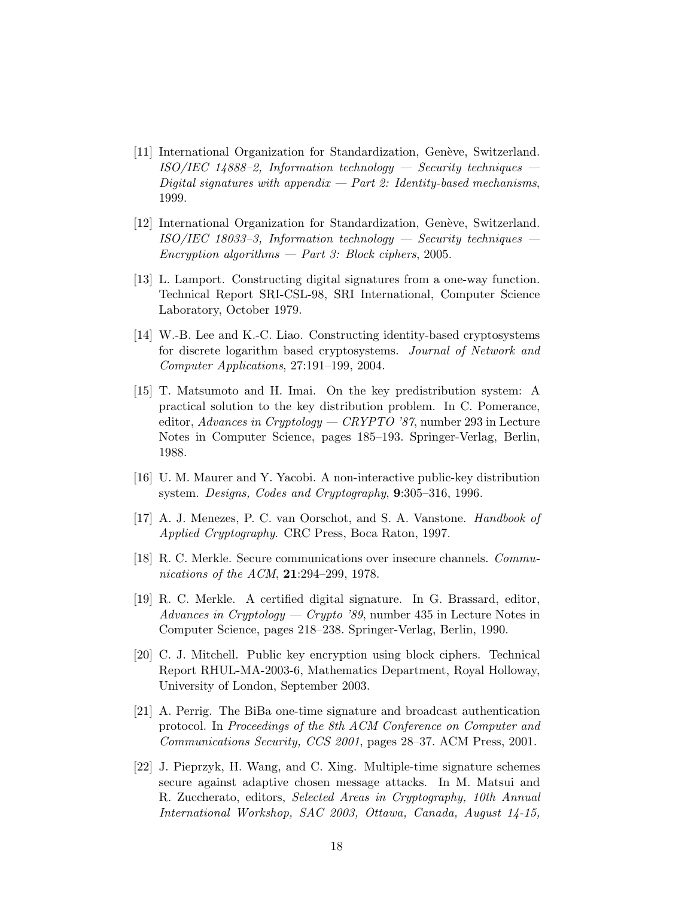[11] International Organization for Standardization, Genève, Switzerland. *ISO/IEC 14888–2, Information technology — Security techniques — Digital signatures with appendix — Part 2: Identity-based mechanisms*, 1999.

[12] International Organization for Standardization, Genève, Switzerland. *ISO/IEC 18033–3, Information technology — Security techniques — Encryption algorithms — Part 3: Block ciphers*, 2005.

[13] L. Lamport. Constructing digital signatures from a one-way function. Technical Report SRI-CSL-98, SRI International, Computer Science Laboratory, October 1979.

[14] W.-B. Lee and K.-C. Liao. Constructing identity-based cryptosystems for discrete logarithm based cryptosystems. *Journal of Network and Computer Applications*, 27:191–199, 2004.

[15] T. Matsumoto and H. Imai. On the key predistribution system: A practical solution to the key distribution problem. In C. Pomerance, editor, *Advances in Cryptology — CRYPTO '87*, number 293 in Lecture Notes in Computer Science, pages 185–193. Springer-Verlag, Berlin, 1988.

[16] U. M. Maurer and Y. Yacobi. A non-interactive public-key distribution system. *Designs, Codes and Cryptography*, **9**:305–316, 1996.

[17] A. J. Menezes, P. C. van Oorschot, and S. A. Vanstone. *Handbook of Applied Cryptography*. CRC Press, Boca Raton, 1997.

[18] R. C. Merkle. Secure communications over insecure channels. *Communications of the ACM*, **21**:294–299, 1978.

[19] R. C. Merkle. A certified digital signature. In G. Brassard, editor, *Advances in Cryptology — Crypto '89*, number 435 in Lecture Notes in Computer Science, pages 218–238. Springer-Verlag, Berlin, 1990.

[20] C. J. Mitchell. Public key encryption using block ciphers. Technical Report RHUL-MA-2003-6, Mathematics Department, Royal Holloway, University of London, September 2003.

[21] A. Perrig. The BiBa one-time signature and broadcast authentication protocol. In *Proceedings of the 8th ACM Conference on Computer and Communications Security, CCS 2001*, pages 28–37. ACM Press, 2001.

[22] J. Pieprzyk, H. Wang, and C. Xing. Multiple-time signature schemes secure against adaptive chosen message attacks. In M. Matsui and R. Zuccherato, editors, *Selected Areas in Cryptography, 10th Annual International Workshop, SAC 2003, Ottawa, Canada, August 14-15,*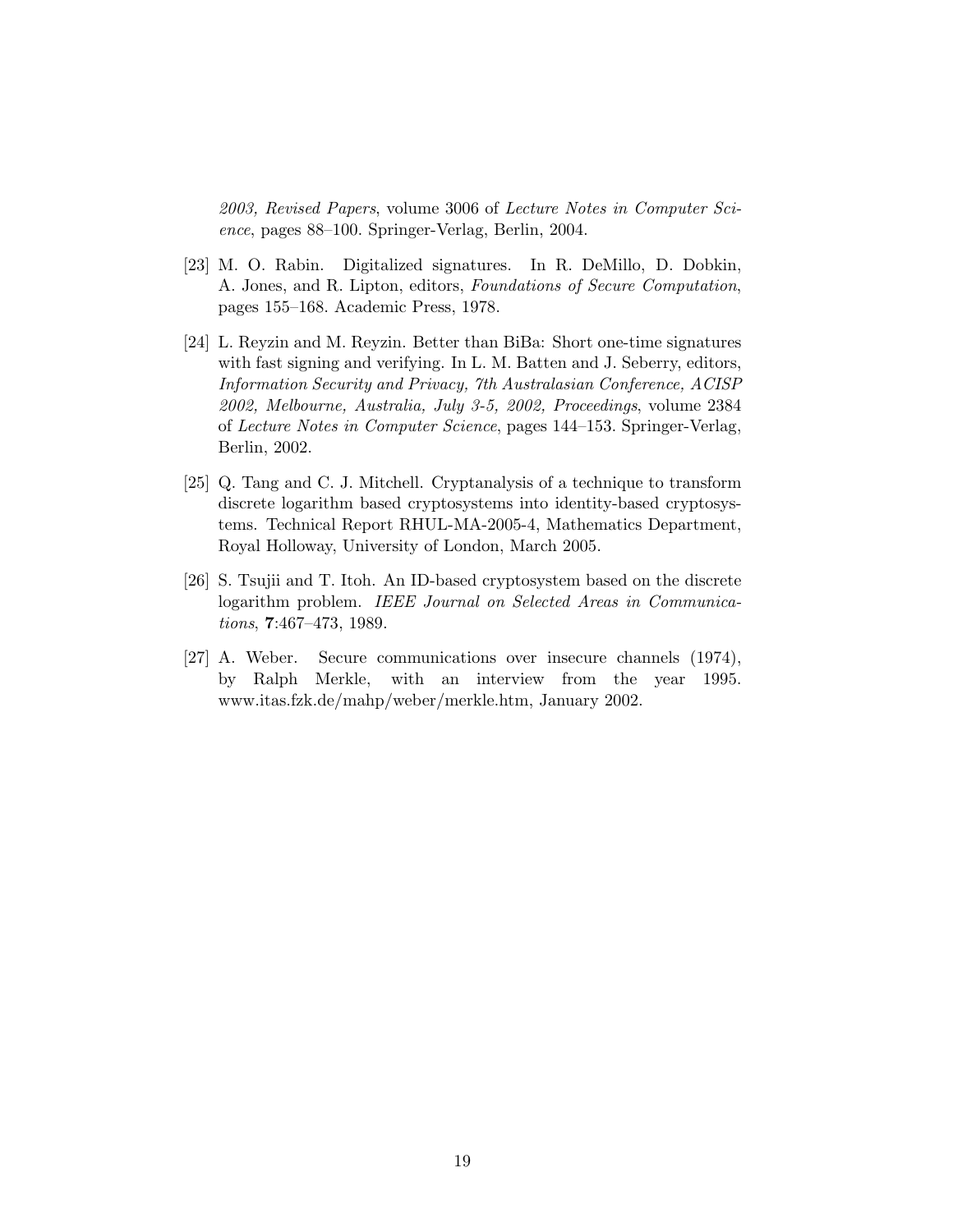*2003, Revised Papers*, volume 3006 of *Lecture Notes in Computer Science*, pages 88–100. Springer-Verlag, Berlin, 2004.

[23] M. O. Rabin. Digitalized signatures. In R. DeMillo, D. Dobkin, A. Jones, and R. Lipton, editors, *Foundations of Secure Computation*, pages 155–168. Academic Press, 1978.

[24] L. Reyzin and M. Reyzin. Better than BiBa: Short one-time signatures with fast signing and verifying. In L. M. Batten and J. Seberry, editors, *Information Security and Privacy, 7th Australasian Conference, ACISP 2002, Melbourne, Australia, July 3-5, 2002, Proceedings*, volume 2384 of *Lecture Notes in Computer Science*, pages 144–153. Springer-Verlag, Berlin, 2002.

[25] Q. Tang and C. J. Mitchell. Cryptanalysis of a technique to transform discrete logarithm based cryptosystems into identity-based cryptosystems. Technical Report RHUL-MA-2005-4, Mathematics Department, Royal Holloway, University of London, March 2005.

[26] S. Tsujii and T. Itoh. An ID-based cryptosystem based on the discrete logarithm problem. *IEEE Journal on Selected Areas in Communications*, **7**:467–473, 1989.

[27] A. Weber. Secure communications over insecure channels (1974), by Ralph Merkle, with an interview from the year 1995. www.itas.fzk.de/mahp/weber/merkle.htm, January 2002.